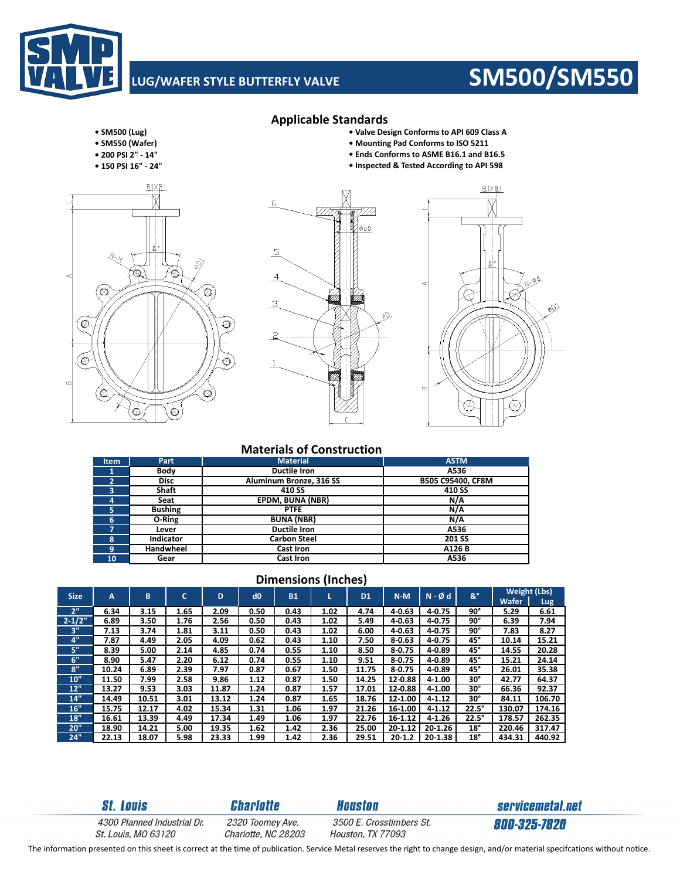# LUG/WAFER STYLE BUTTERFLY VALVE

# SM500/SM550

- SM500 (Lug)
- SM550 (Wafer)
- 200 PSI 2" - 14"
- 150 PSI 16" - 24"

## Applicable Standards

- Valve Design Conforms to API 609 Class A
- Mounting Pad Conforms to ISO 5211
- Ends Conforms to ASME B16.1 and B16.5
- Inspected & Tested According to API 598

## Materials of Construction

| Item | Part | Material | ASTM |
|---|---|---|---|
| 1 | Body | Ductile Iron | A536 |
| 2 | Disc | Aluminum Bronze, 316 SS | B505 C95400, CF8M |
| 3 | Shaft | 410 SS | 410 SS |
| 4 | Seat | EPDM, BUNA (NBR) | N/A |
| 5 | Bushing | PTFE | N/A |
| 6 | O-Ring | BUNA (NBR) | N/A |
| 7 | Lever | Ductile Iron | A536 |
| 8 | Indicator | Carbon Steel | 201 SS |
| 9 | Handwheel | Cast Iron | A126 B |
| 10 | Gear | Cast Iron | A536 |

## Dimensions (Inches)

| Size | A | B | C | D | d0 | B1 | L | D1 | N-M | N - Ø d | &° | Weight (Lbs) | |
|---|---|---|---|---|---|---|---|---|---|---|---|---|---|
| | | | | | | | | | | | | Wafer | Lug |
| 2" | 6.34 | 3.15 | 1.65 | 2.09 | 0.50 | 0.43 | 1.02 | 4.74 | 4-0.63 | 4-0.75 | 90° | 5.29 | 6.61 |
| 2-1/2" | 6.89 | 3.50 | 1.76 | 2.56 | 0.50 | 0.43 | 1.02 | 5.49 | 4-0.63 | 4-0.75 | 90° | 6.39 | 7.94 |
| 3" | 7.13 | 3.74 | 1.81 | 3.11 | 0.50 | 0.43 | 1.02 | 6.00 | 4-0.63 | 4-0.75 | 90° | 7.83 | 8.27 |
| 4" | 7.87 | 4.49 | 2.05 | 4.09 | 0.62 | 0.43 | 1.10 | 7.50 | 8-0.63 | 4-0.75 | 45° | 10.14 | 15.21 |
| 5" | 8.39 | 5.00 | 2.14 | 4.85 | 0.74 | 0.55 | 1.10 | 8.50 | 8-0.75 | 4-0.89 | 45° | 14.55 | 20.28 |
| 6" | 8.90 | 5.47 | 2.20 | 6.12 | 0.74 | 0.55 | 1.10 | 9.51 | 8-0.75 | 4-0.89 | 45° | 15.21 | 24.14 |
| 8" | 10.24 | 6.89 | 2.39 | 7.97 | 0.87 | 0.67 | 1.50 | 11.75 | 8-0.75 | 4-0.89 | 45° | 26.01 | 35.38 |
| 10" | 11.50 | 7.99 | 2.58 | 9.86 | 1.12 | 0.87 | 1.50 | 14.25 | 12-0.88 | 4-1.00 | 30° | 42.77 | 64.37 |
| 12" | 13.27 | 9.53 | 3.03 | 11.87 | 1.24 | 0.87 | 1.57 | 17.01 | 12-0.88 | 4-1.00 | 30° | 66.36 | 92.37 |
| 14" | 14.49 | 10.51 | 3.01 | 13.12 | 1.24 | 0.87 | 1.65 | 18.76 | 12-1.00 | 4-1.12 | 30° | 84.11 | 106.70 |
| 16" | 15.75 | 12.17 | 4.02 | 15.34 | 1.31 | 1.06 | 1.97 | 21.26 | 16-1.00 | 4-1.12 | 22.5° | 130.07 | 174.16 |
| 18" | 16.61 | 13.39 | 4.49 | 17.34 | 1.49 | 1.06 | 1.97 | 22.76 | 16-1.12 | 4-1.26 | 22.5° | 178.57 | 262.35 |
| 20" | 18.90 | 14.21 | 5.00 | 19.35 | 1.62 | 1.42 | 2.36 | 25.00 | 20-1.12 | 20-1.26 | 18° | 220.46 | 317.47 |
| 24" | 22.13 | 18.07 | 5.98 | 23.33 | 1.99 | 1.42 | 2.36 | 29.51 | 20-1.2 | 20-1.38 | 18° | 434.31 | 440.92 |

**St. Louis**
4300 Planned Industrial Dr.
St. Louis, MO 63120

**Charlotte**
2320 Toomey Ave.
Charlotte, NC 28203

**Houston**
3500 E. Crosstimbers St.
Houston, TX 77093

**servicemetal.net**
**800-325-7820**

The information presented on this sheet is correct at the time of publication. Service Metal reserves the right to change design, and/or material specifcations without notice.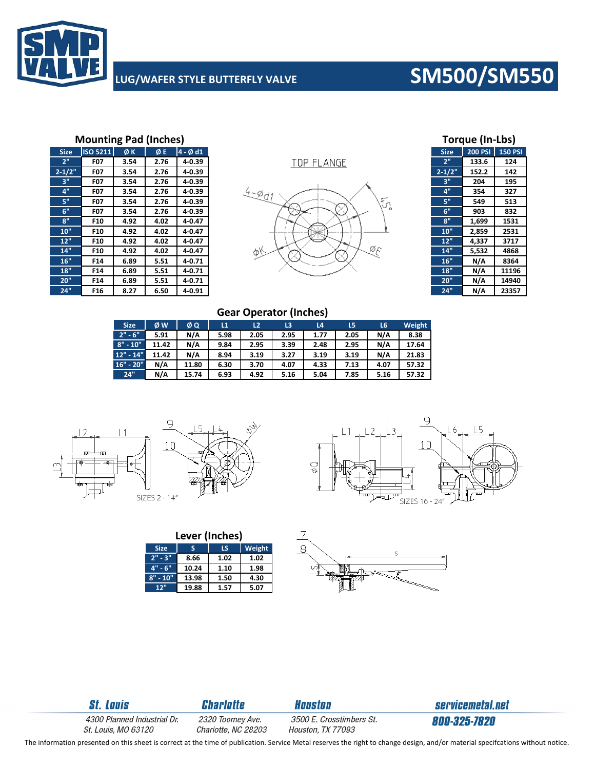# LUG/WAFER STYLE BUTTERFLY VALVE

# SM500/SM550

## Mounting Pad (Inches)

| Size | ISO 5211 | Ø K | Ø E | 4 - Ø d1 |
|---|---|---|---|---|
| 2" | F07 | 3.54 | 2.76 | 4-0.39 |
| 2-1/2" | F07 | 3.54 | 2.76 | 4-0.39 |
| 3" | F07 | 3.54 | 2.76 | 4-0.39 |
| 4" | F07 | 3.54 | 2.76 | 4-0.39 |
| 5" | F07 | 3.54 | 2.76 | 4-0.39 |
| 6" | F07 | 3.54 | 2.76 | 4-0.39 |
| 8" | F10 | 4.92 | 4.02 | 4-0.47 |
| 10" | F10 | 4.92 | 4.02 | 4-0.47 |
| 12" | F10 | 4.92 | 4.02 | 4-0.47 |
| 14" | F10 | 4.92 | 4.02 | 4-0.47 |
| 16" | F14 | 6.89 | 5.51 | 4-0.71 |
| 18" | F14 | 6.89 | 5.51 | 4-0.71 |
| 20" | F14 | 6.89 | 5.51 | 4-0.71 |
| 24" | F16 | 8.27 | 6.50 | 4-0.91 |

TOP FLANGE

4-Ød1

45°

ØK

ØE

## Torque (In-Lbs)

| Size | 200 PSI | 150 PSI |
|---|---|---|
| 2" | 133.6 | 124 |
| 2-1/2" | 152.2 | 142 |
| 3" | 204 | 195 |
| 4" | 354 | 327 |
| 5" | 549 | 513 |
| 6" | 903 | 832 |
| 8" | 1,699 | 1531 |
| 10" | 2,859 | 2531 |
| 12" | 4,337 | 3717 |
| 14" | 5,532 | 4868 |
| 16" | N/A | 8364 |
| 18" | N/A | 11196 |
| 20" | N/A | 14940 |
| 24" | N/A | 23357 |

## Gear Operator (Inches)

| Size | Ø W | Ø Q | L1 | L2 | L3 | L4 | L5 | L6 | Weight |
|---|---|---|---|---|---|---|---|---|---|
| 2" - 6" | 5.91 | N/A | 5.98 | 2.05 | 2.95 | 1.77 | 2.05 | N/A | 8.38 |
| 8" - 10" | 11.42 | N/A | 9.84 | 2.95 | 3.39 | 2.48 | 2.95 | N/A | 17.64 |
| 12" - 14" | 11.42 | N/A | 8.94 | 3.19 | 3.27 | 3.19 | 3.19 | N/A | 21.83 |
| 16" - 20" | N/A | 11.80 | 6.30 | 3.70 | 4.07 | 4.33 | 7.13 | 4.07 | 57.32 |
| 24" | N/A | 15.74 | 6.93 | 4.92 | 5.16 | 5.04 | 7.85 | 5.16 | 57.32 |

L2 L1 L3 9 10 L5 L4 ØW

SIZES 2 - 14"

L1 L2 L3 ØQ L4 9 10 L6 L5

SIZES 16 - 24"

## Lever (Inches)

| Size | S | LS | Weight |
|---|---|---|---|
| 2" - 3" | 8.66 | 1.02 | 1.02 |
| 4" - 6" | 10.24 | 1.10 | 1.98 |
| 8" - 10" | 13.98 | 1.50 | 4.30 |
| 12" | 19.88 | 1.57 | 5.07 |

7 8 S LS

*St. Louis* — 4300 Planned Industrial Dr. St. Louis, MO 63120

*Charlotte* — 2320 Toomey Ave. Charlotte, NC 28203

*Houston* — 3500 E. Crosstimbers St. Houston, TX 77093

servicemetal.net

800-325-7820

The information presented on this sheet is correct at the time of publication. Service Metal reserves the right to change design, and/or material specifcations without notice.